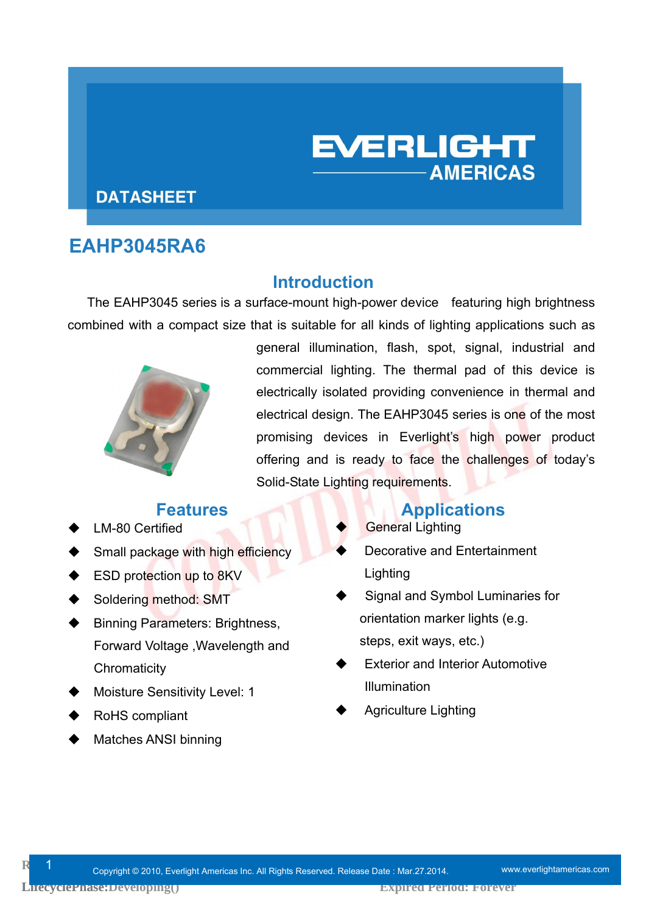EVERLIGHT AMERICAS

DATASHEET

# EAHP3045RA6

## Introduction

The EAHP3045 series is a surface-mount high-power device featuring high brightness combined with a compact size that is suitable for all kinds of lighting applications such as general illumination, flash, spot, signal, industrial and commercial lighting. The thermal pad of this device is electrically isolated providing convenience in thermal and electrical design. The EAHP3045 series is one of the most promising devices in Everlight's high power product offering and is ready to face the challenges of today's Solid-State Lighting requirements.

## Features

- LM-80 Certified
- Small package with high efficiency
- ESD protection up to 8KV
- Soldering method: SMT
- Binning Parameters: Brightness, Forward Voltage ,Wavelength and Chromaticity
- Moisture Sensitivity Level: 1
- RoHS compliant
- Matches ANSI binning

## Applications

- General Lighting
- Decorative and Entertainment Lighting
- Signal and Symbol Luminaries for orientation marker lights (e.g. steps, exit ways, etc.)
- Exterior and Interior Automotive Illumination
- Agriculture Lighting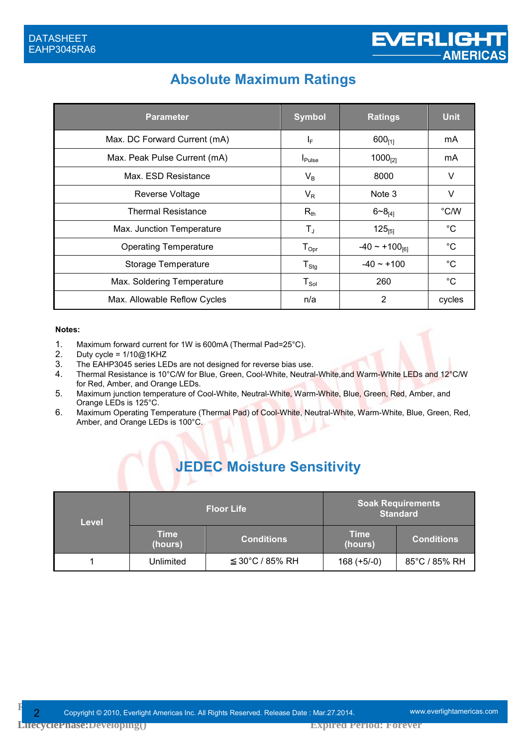## Absolute Maximum Ratings

| Parameter | Symbol | Ratings | Unit |
|---|---|---|---|
| Max. DC Forward Current (mA) | $I_F$ | 600[1] | mA |
| Max. Peak Pulse Current (mA) | $I_{Pulse}$ | 1000[2] | mA |
| Max. ESD Resistance | $V_B$ | 8000 | V |
| Reverse Voltage | $V_R$ | Note 3 | V |
| Thermal Resistance | $R_{th}$ | 6~8[4] | °C/W |
| Max. Junction Temperature | $T_J$ | 125[5] | °C |
| Operating Temperature | $T_{Opr}$ | -40 ~ +100[6] | °C |
| Storage Temperature | $T_{Stg}$ | -40 ~ +100 | °C |
| Max. Soldering Temperature | $T_{Sol}$ | 260 | °C |
| Max. Allowable Reflow Cycles | n/a | 2 | cycles |

**Notes:**

1. Maximum forward current for 1W is 600mA (Thermal Pad=25°C).
2. Duty cycle = 1/10@1KHZ
3. The EAHP3045 series LEDs are not designed for reverse bias use.
4. Thermal Resistance is 10°C/W for Blue, Green, Cool-White, Neutral-White,and Warm-White LEDs and 12°C/W for Red, Amber, and Orange LEDs.
5. Maximum junction temperature of Cool-White, Neutral-White, Warm-White, Blue, Green, Red, Amber, and Orange LEDs is 125°C.
6. Maximum Operating Temperature (Thermal Pad) of Cool-White, Neutral-White, Warm-White, Blue, Green, Red, Amber, and Orange LEDs is 100°C.

## JEDEC Moisture Sensitivity

| Level | Floor Life | | Soak Requirements Standard | |
|---|---|---|---|---|
| | Time (hours) | Conditions | Time (hours) | Conditions |
| 1 | Unlimited | ≦30°C / 85% RH | 168 (+5/-0) | 85°C / 85% RH |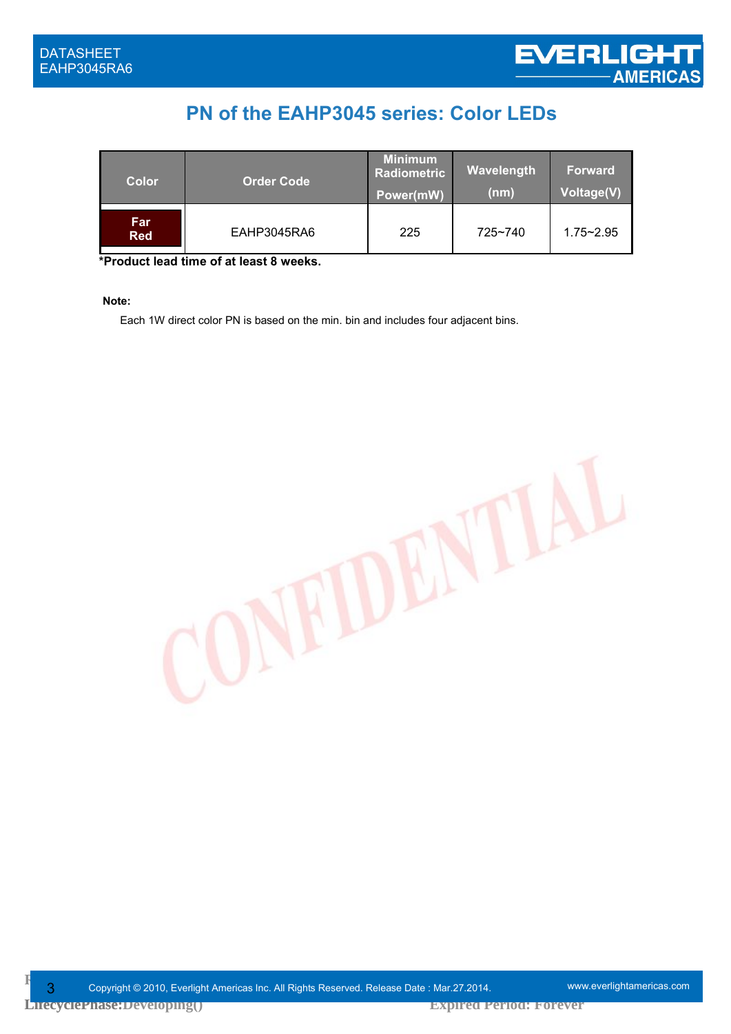## PN of the EAHP3045 series: Color LEDs

| Color | Order Code | Minimum Radiometric Power(mW) | Wavelength (nm) | Forward Voltage(V) |
|---|---|---|---|---|
| Far Red | EAHP3045RA6 | 225 | 725~740 | 1.75~2.95 |

**\*Product lead time of at least 8 weeks.**

**Note:**

Each 1W direct color PN is based on the min. bin and includes four adjacent bins.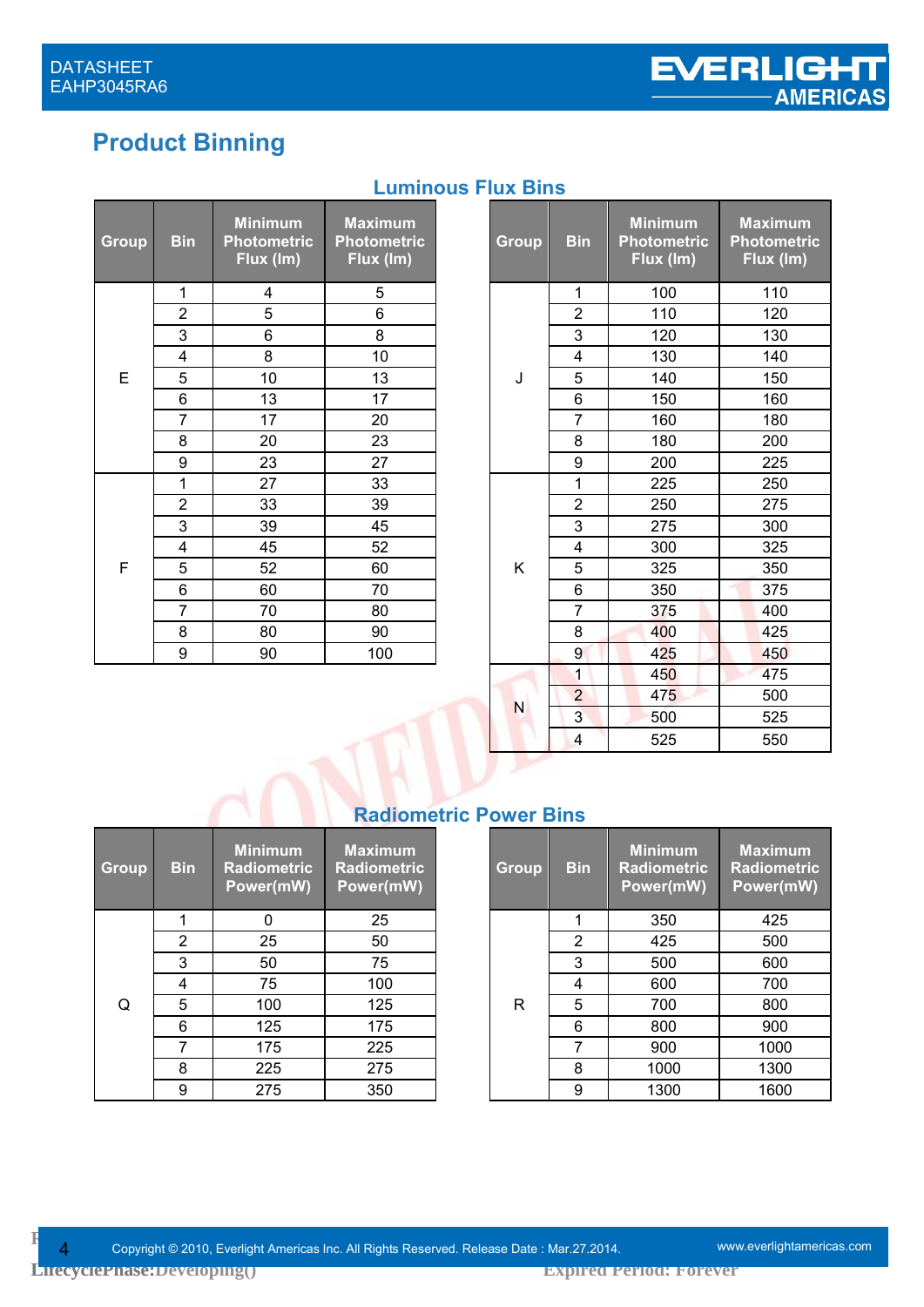## Product Binning

### Luminous Flux Bins

| Group | Bin | Minimum Photometric Flux (lm) | Maximum Photometric Flux (lm) |
|---|---|---|---|
| E | 1 | 4 | 5 |
| | 2 | 5 | 6 |
| | 3 | 6 | 8 |
| | 4 | 8 | 10 |
| | 5 | 10 | 13 |
| | 6 | 13 | 17 |
| | 7 | 17 | 20 |
| | 8 | 20 | 23 |
| | 9 | 23 | 27 |
| F | 1 | 27 | 33 |
| | 2 | 33 | 39 |
| | 3 | 39 | 45 |
| | 4 | 45 | 52 |
| | 5 | 52 | 60 |
| | 6 | 60 | 70 |
| | 7 | 70 | 80 |
| | 8 | 80 | 90 |
| | 9 | 90 | 100 |

| Group | Bin | Minimum Photometric Flux (lm) | Maximum Photometric Flux (lm) |
|---|---|---|---|
| J | 1 | 100 | 110 |
| | 2 | 110 | 120 |
| | 3 | 120 | 130 |
| | 4 | 130 | 140 |
| | 5 | 140 | 150 |
| | 6 | 150 | 160 |
| | 7 | 160 | 180 |
| | 8 | 180 | 200 |
| | 9 | 200 | 225 |
| K | 1 | 225 | 250 |
| | 2 | 250 | 275 |
| | 3 | 275 | 300 |
| | 4 | 300 | 325 |
| | 5 | 325 | 350 |
| | 6 | 350 | 375 |
| | 7 | 375 | 400 |
| | 8 | 400 | 425 |
| | 9 | 425 | 450 |
| N | 1 | 450 | 475 |
| | 2 | 475 | 500 |
| | 3 | 500 | 525 |
| | 4 | 525 | 550 |

### Radiometric Power Bins

| Group | Bin | Minimum Radiometric Power(mW) | Maximum Radiometric Power(mW) |
|---|---|---|---|
| Q | 1 | 0 | 25 |
| | 2 | 25 | 50 |
| | 3 | 50 | 75 |
| | 4 | 75 | 100 |
| | 5 | 100 | 125 |
| | 6 | 125 | 175 |
| | 7 | 175 | 225 |
| | 8 | 225 | 275 |
| | 9 | 275 | 350 |

| Group | Bin | Minimum Radiometric Power(mW) | Maximum Radiometric Power(mW) |
|---|---|---|---|
| R | 1 | 350 | 425 |
| | 2 | 425 | 500 |
| | 3 | 500 | 600 |
| | 4 | 600 | 700 |
| | 5 | 700 | 800 |
| | 6 | 800 | 900 |
| | 7 | 900 | 1000 |
| | 8 | 1000 | 1300 |
| | 9 | 1300 | 1600 |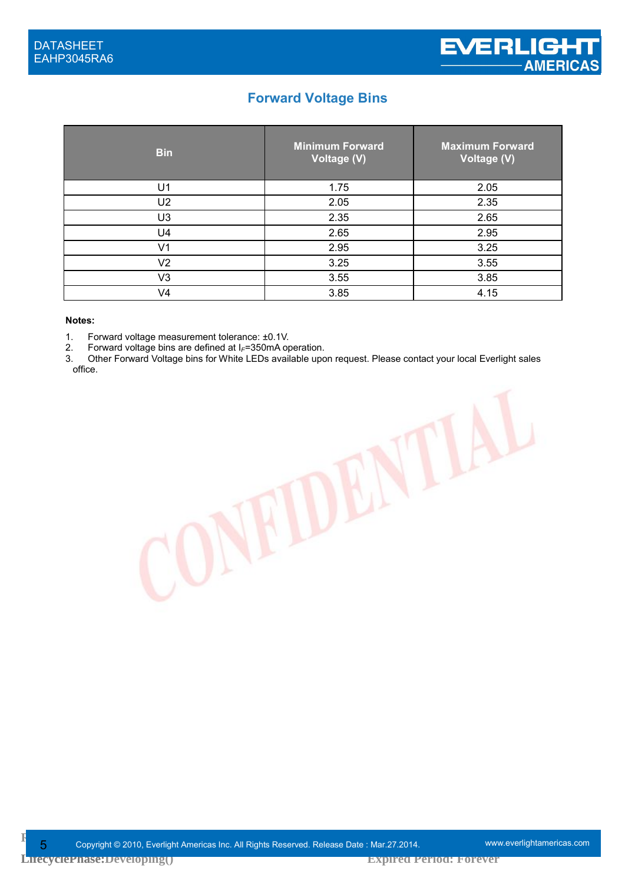## Forward Voltage Bins

| Bin | Minimum Forward Voltage (V) | Maximum Forward Voltage (V) |
|---|---|---|
| U1 | 1.75 | 2.05 |
| U2 | 2.05 | 2.35 |
| U3 | 2.35 | 2.65 |
| U4 | 2.65 | 2.95 |
| V1 | 2.95 | 3.25 |
| V2 | 3.25 | 3.55 |
| V3 | 3.55 | 3.85 |
| V4 | 3.85 | 4.15 |

**Notes:**

1. Forward voltage measurement tolerance: ±0.1V.
2. Forward voltage bins are defined at $I_F$=350mA operation.
3. Other Forward Voltage bins for White LEDs available upon request. Please contact your local Everlight sales office.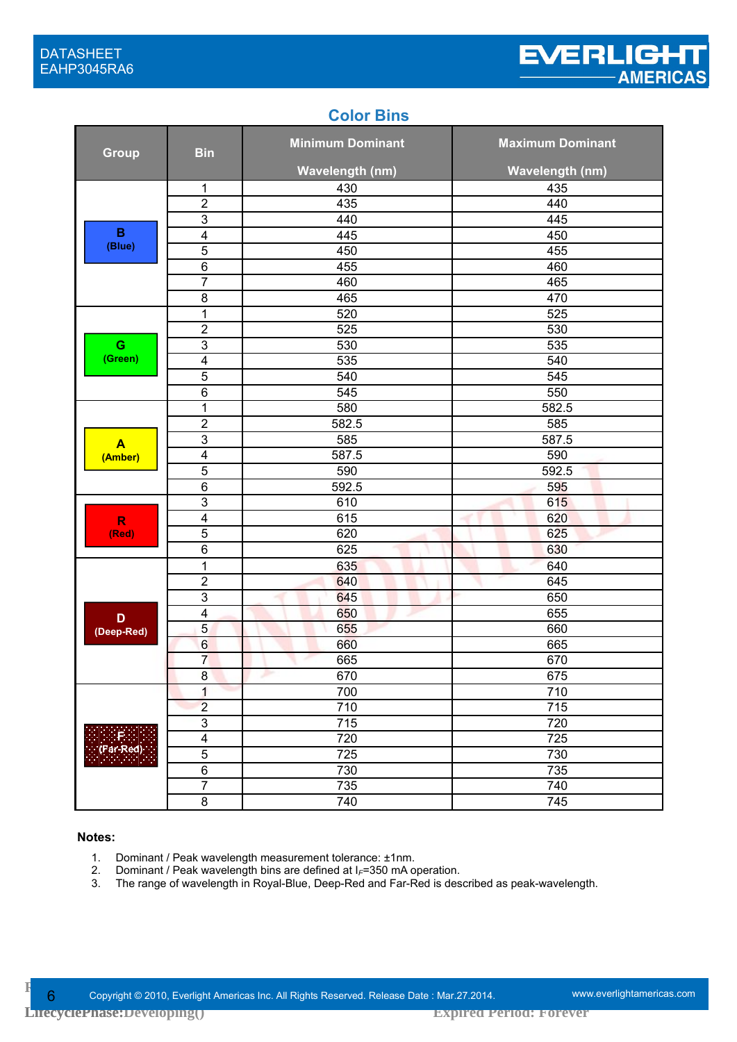## Color Bins

| Group | Bin | Minimum Dominant Wavelength (nm) | Maximum Dominant Wavelength (nm) |
|---|---|---|---|
| B (Blue) | 1 | 430 | 435 |
| | 2 | 435 | 440 |
| | 3 | 440 | 445 |
| | 4 | 445 | 450 |
| | 5 | 450 | 455 |
| | 6 | 455 | 460 |
| | 7 | 460 | 465 |
| | 8 | 465 | 470 |
| G (Green) | 1 | 520 | 525 |
| | 2 | 525 | 530 |
| | 3 | 530 | 535 |
| | 4 | 535 | 540 |
| | 5 | 540 | 545 |
| | 6 | 545 | 550 |
| A (Amber) | 1 | 580 | 582.5 |
| | 2 | 582.5 | 585 |
| | 3 | 585 | 587.5 |
| | 4 | 587.5 | 590 |
| | 5 | 590 | 592.5 |
| | 6 | 592.5 | 595 |
| R (Red) | 3 | 610 | 615 |
| | 4 | 615 | 620 |
| | 5 | 620 | 625 |
| | 6 | 625 | 630 |
| D (Deep-Red) | 1 | 635 | 640 |
| | 2 | 640 | 645 |
| | 3 | 645 | 650 |
| | 4 | 650 | 655 |
| | 5 | 655 | 660 |
| | 6 | 660 | 665 |
| | 7 | 665 | 670 |
| | 8 | 670 | 675 |
| F (Far-Red) | 1 | 700 | 710 |
| | 2 | 710 | 715 |
| | 3 | 715 | 720 |
| | 4 | 720 | 725 |
| | 5 | 725 | 730 |
| | 6 | 730 | 735 |
| | 7 | 735 | 740 |
| | 8 | 740 | 745 |

**Notes:**

1. Dominant / Peak wavelength measurement tolerance: ±1nm.
2. Dominant / Peak wavelength bins are defined at $I_F$=350 mA operation.
3. The range of wavelength in Royal-Blue, Deep-Red and Far-Red is described as peak-wavelength.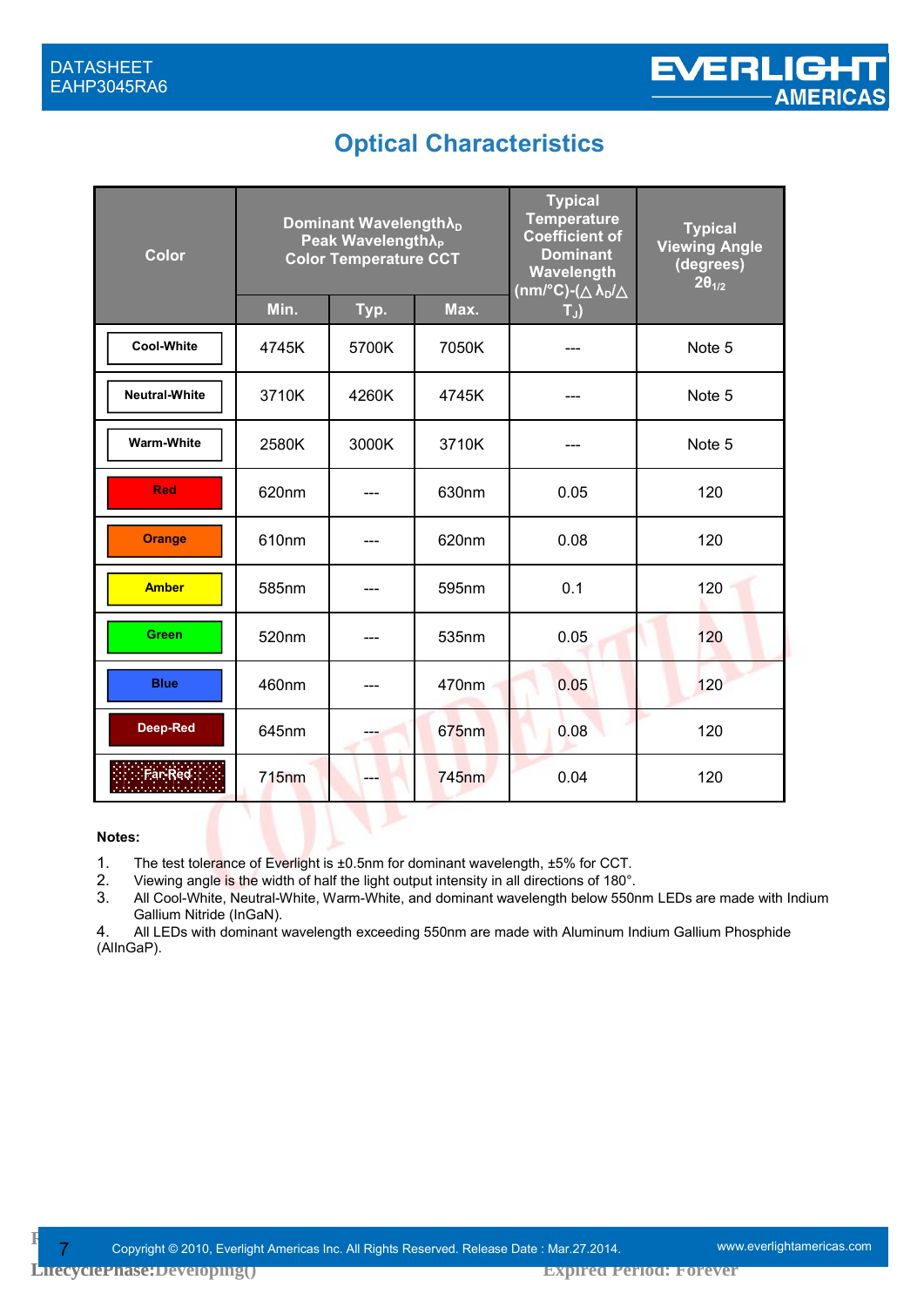## Optical Characteristics

| Color | Dominant Wavelength $\lambda_D$ Peak Wavelength $\lambda_P$ Color Temperature CCT | | | Typical Temperature Coefficient of Dominant Wavelength (nm/°C)-($\Delta\lambda_D/\Delta T_J$) | Typical Viewing Angle (degrees) $2\theta_{1/2}$ |
|---|---|---|---|---|---|
| | Min. | Typ. | Max. | | |
| Cool-White | 4745K | 5700K | 7050K | --- | Note 5 |
| Neutral-White | 3710K | 4260K | 4745K | --- | Note 5 |
| Warm-White | 2580K | 3000K | 3710K | --- | Note 5 |
| Red | 620nm | --- | 630nm | 0.05 | 120 |
| Orange | 610nm | --- | 620nm | 0.08 | 120 |
| Amber | 585nm | --- | 595nm | 0.1 | 120 |
| Green | 520nm | --- | 535nm | 0.05 | 120 |
| Blue | 460nm | --- | 470nm | 0.05 | 120 |
| Deep-Red | 645nm | --- | 675nm | 0.08 | 120 |
| Far-Red | 715nm | --- | 745nm | 0.04 | 120 |

**Notes:**

1. The test tolerance of Everlight is ±0.5nm for dominant wavelength, ±5% for CCT.
2. Viewing angle is the width of half the light output intensity in all directions of 180°.
3. All Cool-White, Neutral-White, Warm-White, and dominant wavelength below 550nm LEDs are made with Indium Gallium Nitride (InGaN).
4. All LEDs with dominant wavelength exceeding 550nm are made with Aluminum Indium Gallium Phosphide (AlInGaP).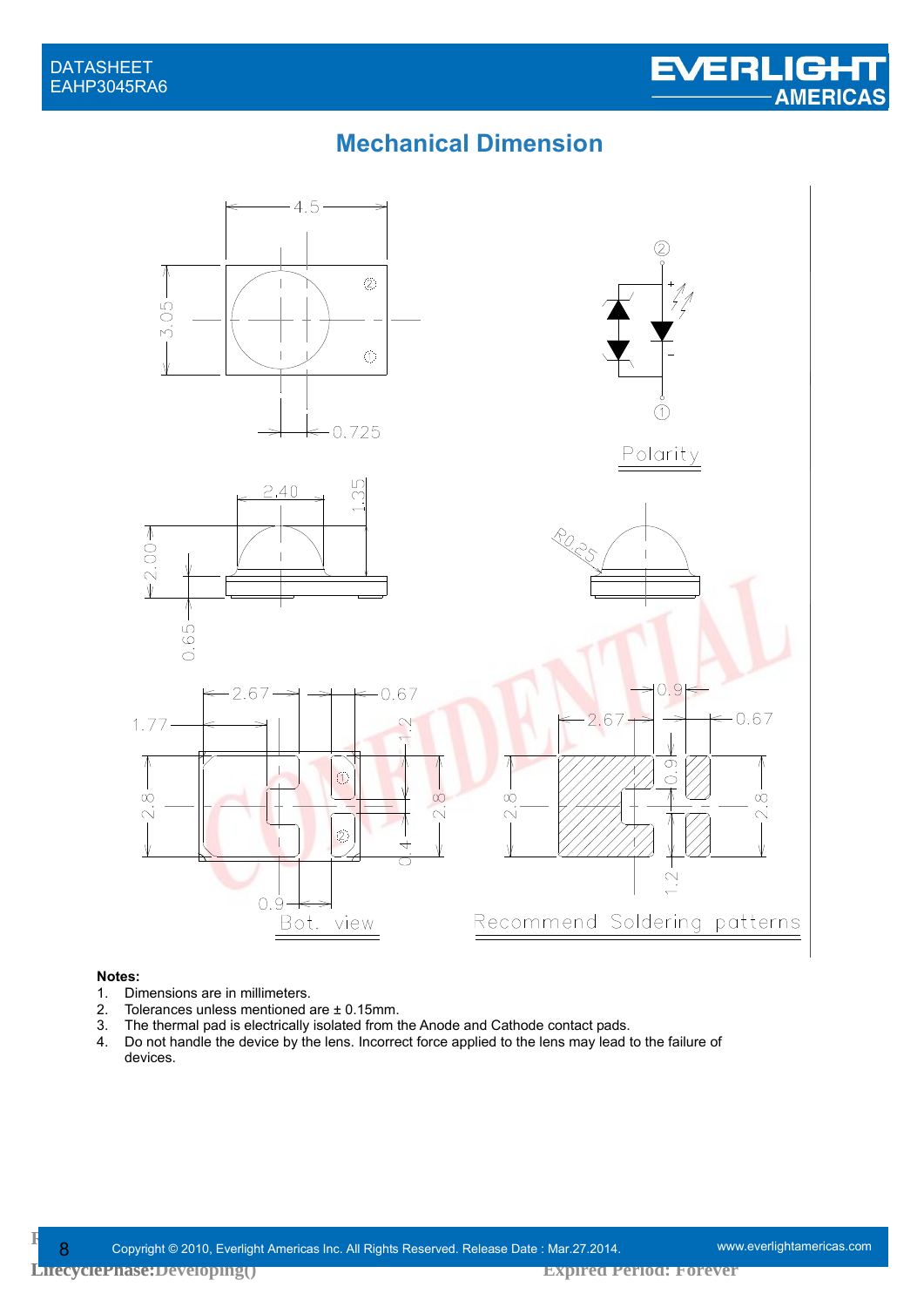## Mechanical Direction

4.5

3.05

0.725

Polarity

2.40

1.35

2.00

0.65

R0.25

2.67 0.67

1.77

1.2

2.8 2.8

0.4

0.9

Bot. view

0.9

2.67 0.67

0.9

2.8 2.8

1.2

Recommend Soldering patterns

**Notes:**

1. Dimensions are in millimeters.
2. Tolerances unless mentioned are ± 0.15mm.
3. The thermal pad is electrically isolated from the Anode and Cathode contact pads.
4. Do not handle the device by the lens. Incorrect force applied to the lens may lead to the failure of devices.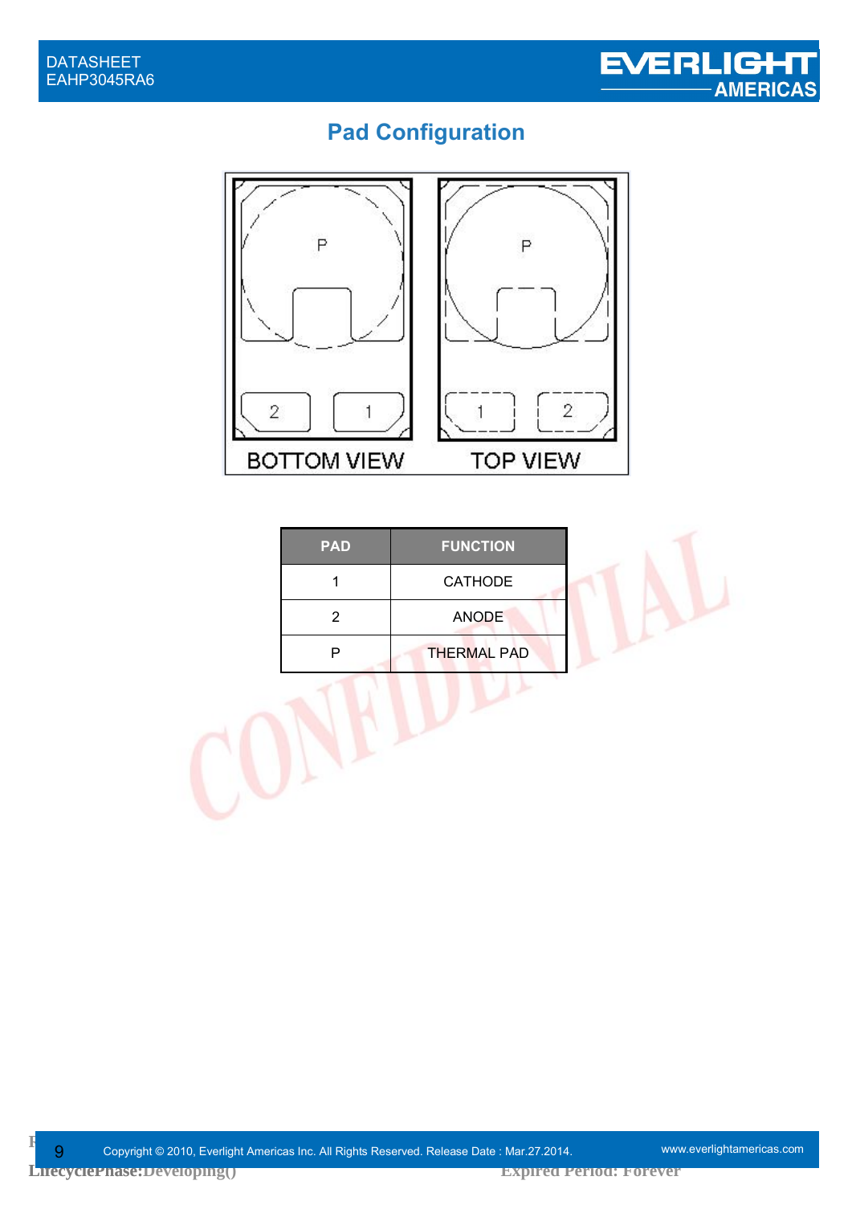## Pad Configuration

BOTTOM VIEW TOP VIEW

| PAD | FUNCTION |
|---|---|
| 1 | CATHODE |
| 2 | ANODE |
| P | THERMAL PAD |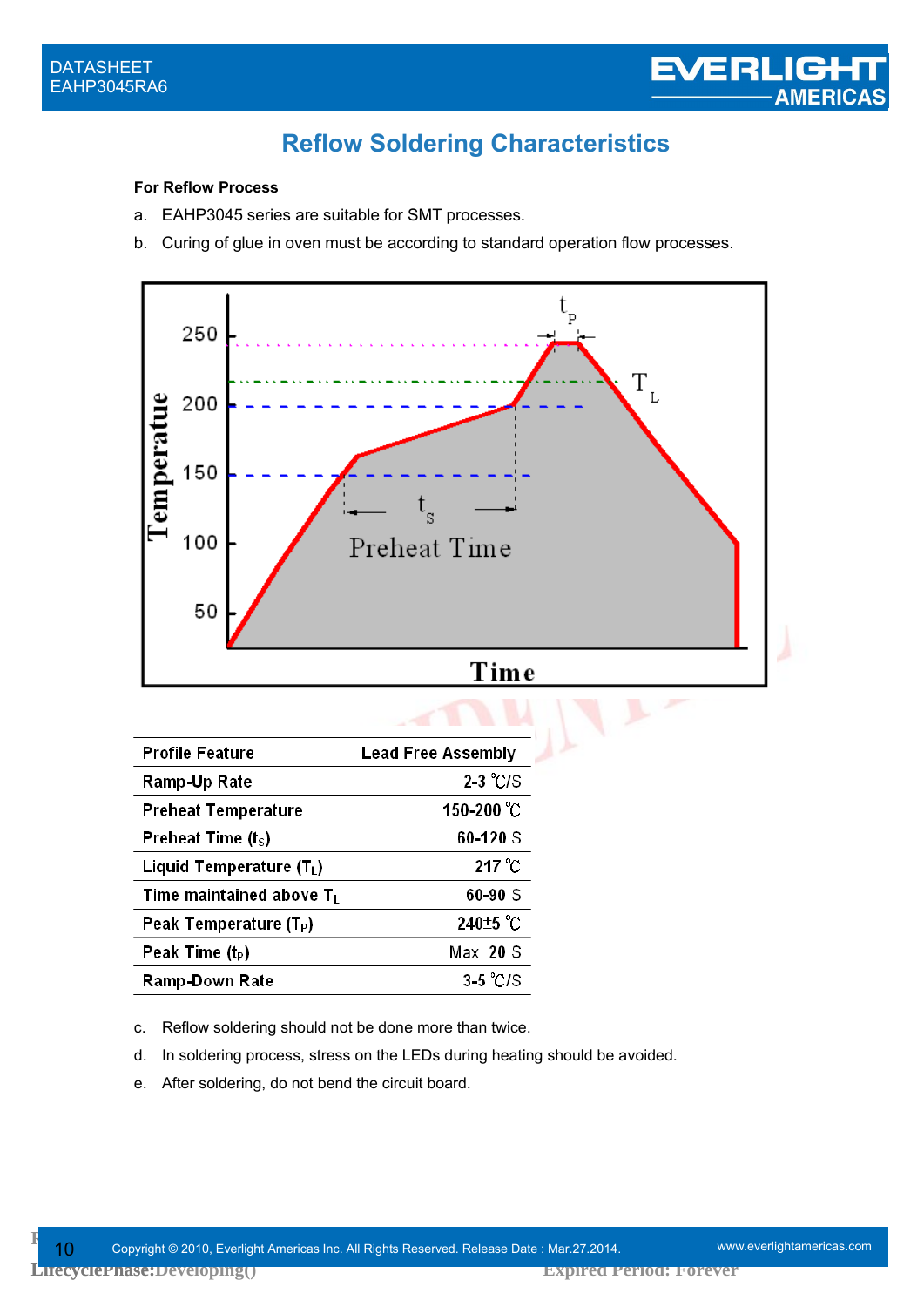## Reflow Soldering Characteristics

**For Reflow Process**

a. EAHP3045 series are suitable for SMT processes.

b. Curing of glue in oven must be according to standard operation flow processes.

| Profile Feature | Lead Free Assembly |
|---|---|
| Ramp-Up Rate | 2-3 ℃/S |
| Preheat Temperature | 150-200 ℃ |
| Preheat Time ($t_S$) | 60-120 S |
| Liquid Temperature ($T_L$) | 217 ℃ |
| Time maintained above $T_L$ | 60-90 S |
| Peak Temperature ($T_P$) | 240±5 ℃ |
| Peak Time ($t_P$) | Max 20 S |
| Ramp-Down Rate | 3-5 ℃/S |

c. Reflow soldering should not be done more than twice.

d. In soldering process, stress on the LEDs during heating should be avoided.

e. After soldering, do not bend the circuit board.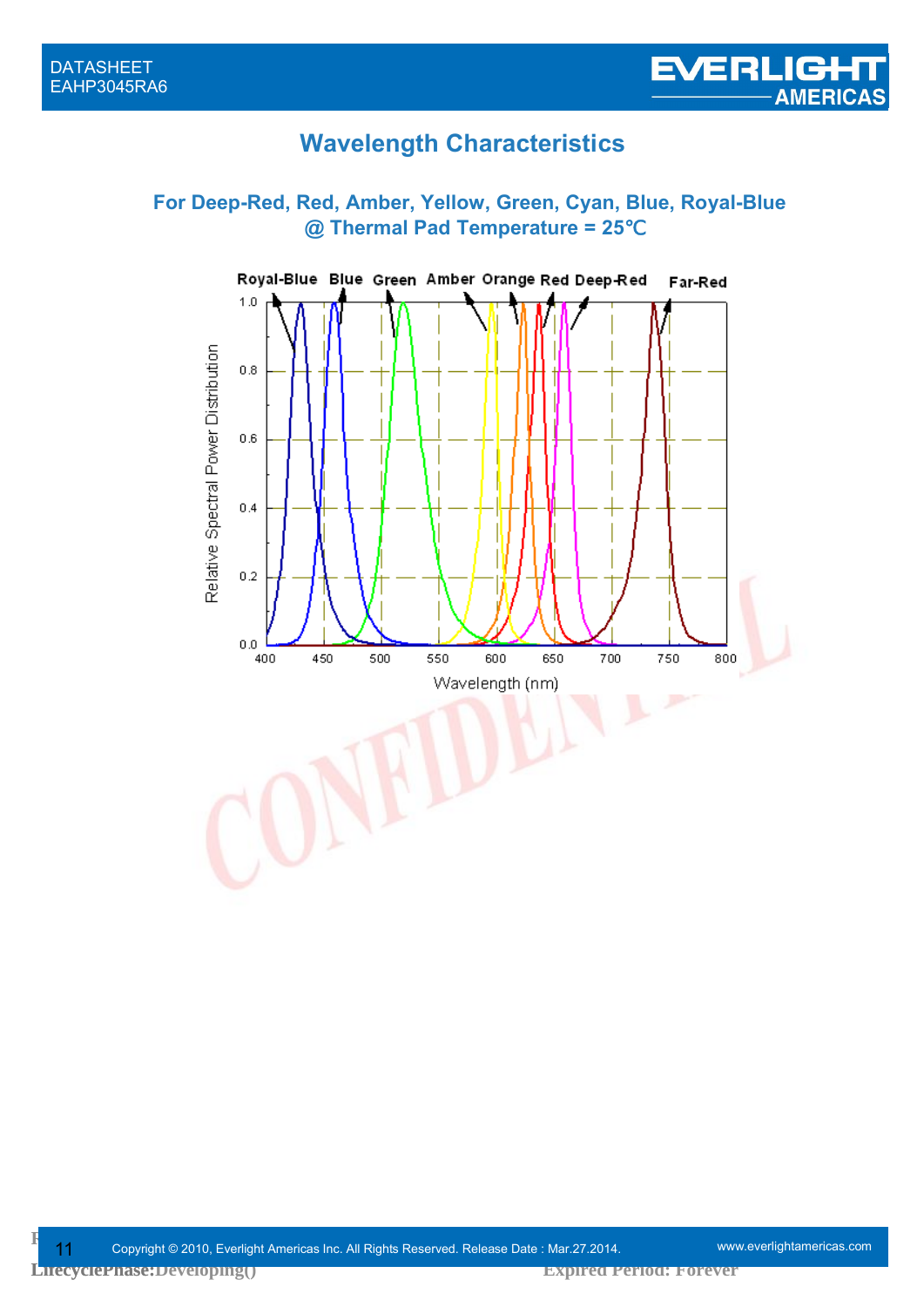## Wavelength Characteristics

### For Deep-Red, Red, Amber, Yellow, Green, Cyan, Blue, Royal-Blue @ Thermal Pad Temperature = 25℃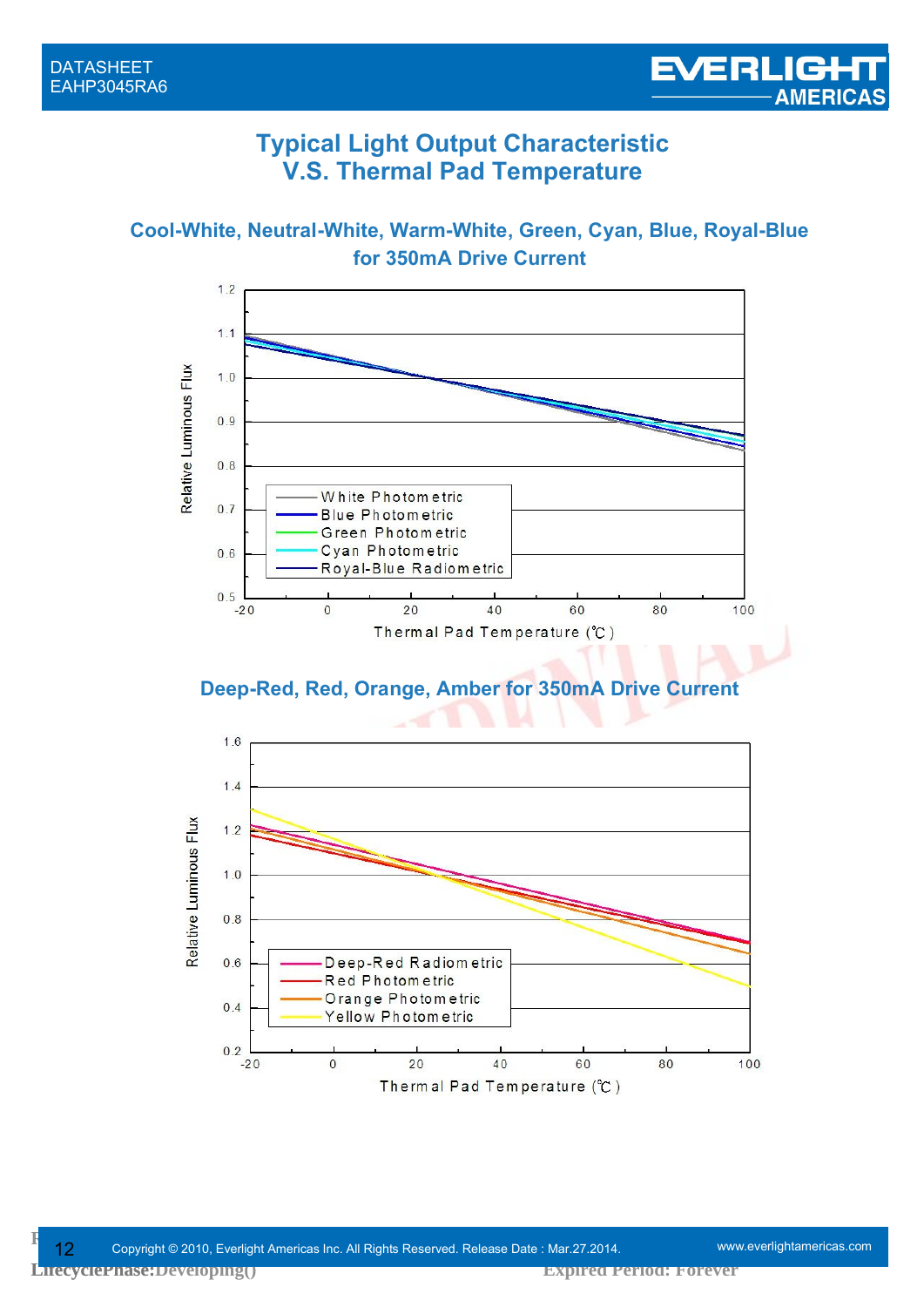# Typical Light Output Characteristic V.S. Thermal Pad Temperature

### Cool-White, Neutral-White, Warm-White, Green, Cyan, Blue, Royal-Blue for 350mA Drive Current

Relative Luminous Flux

1.2
1.1
1.0
0.9
0.8
0.7
0.6
0.5

-20 0 20 40 60 80 100

Thermal Pad Temperature (℃)

- White Photometric
- Blue Photometric
- Green Photometric
- Cyan Photometric
- Royal-Blue Radiometric

### Deep-Red, Red, Orange, Amber for 350mA Drive Current

Relative Luminous Flux

1.6
1.4
1.2
1.0
0.8
0.6
0.4
0.2

-20 0 20 40 60 80 100

Thermal Pad Temperature (℃)

- Deep-Red Radiometric
- Red Photometric
- Orange Photometric
- Yellow Photometric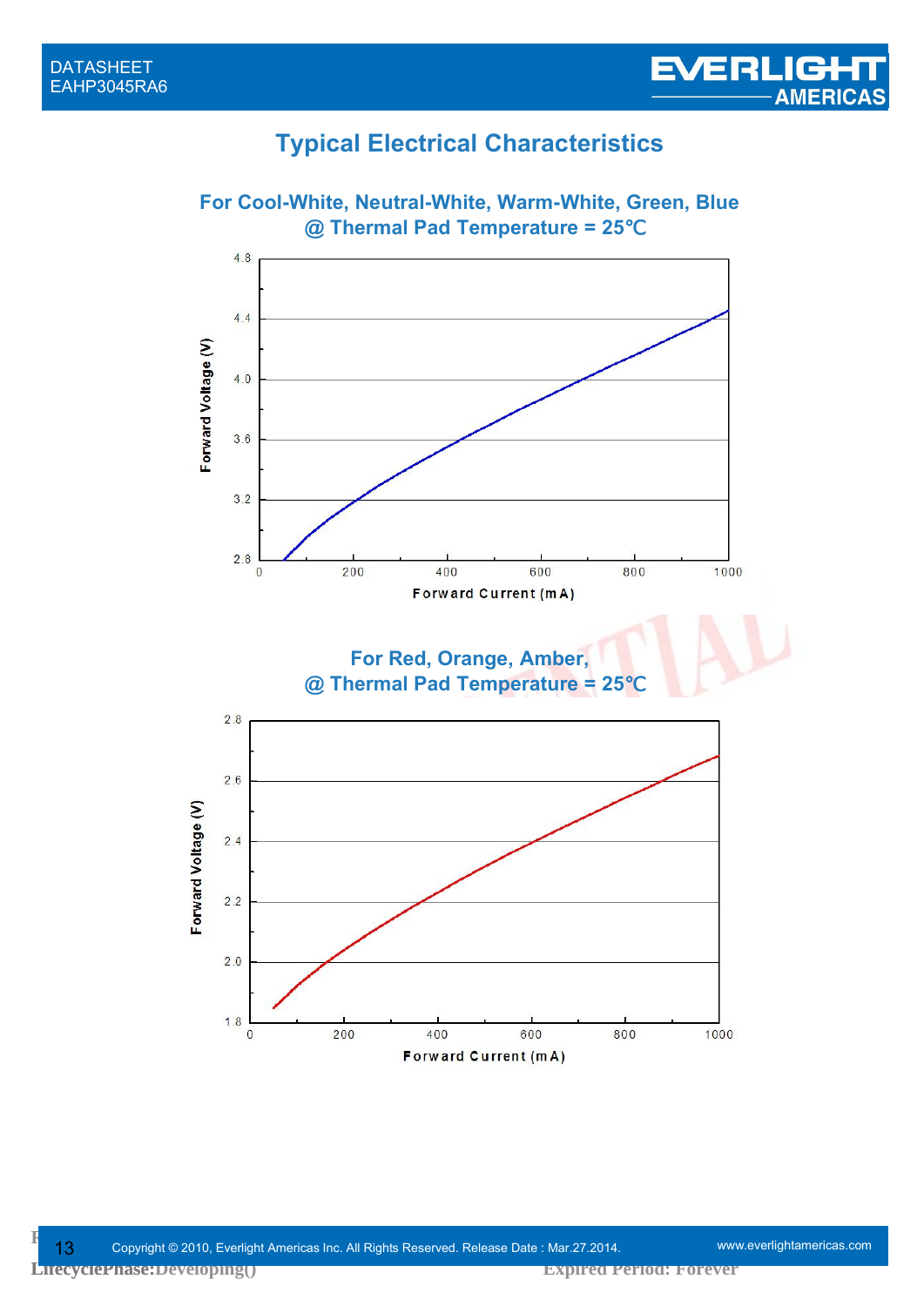## Typical Electrical Characteristics

### For Cool-White, Neutral-White, Warm-White, Green, Blue @ Thermal Pad Temperature = 25℃

Forward Voltage (V)

4.8
4.4
4.0
3.6
3.2
2.8

0 200 400 600 800 1000

Forward Current (mA)

### For Red, Orange, Amber, @ Thermal Pad Temperature = 25℃

Forward Voltage (V)

2.8
2.6
2.4
2.2
2.0
1.8

0 200 400 600 800 1000

Forward Current (mA)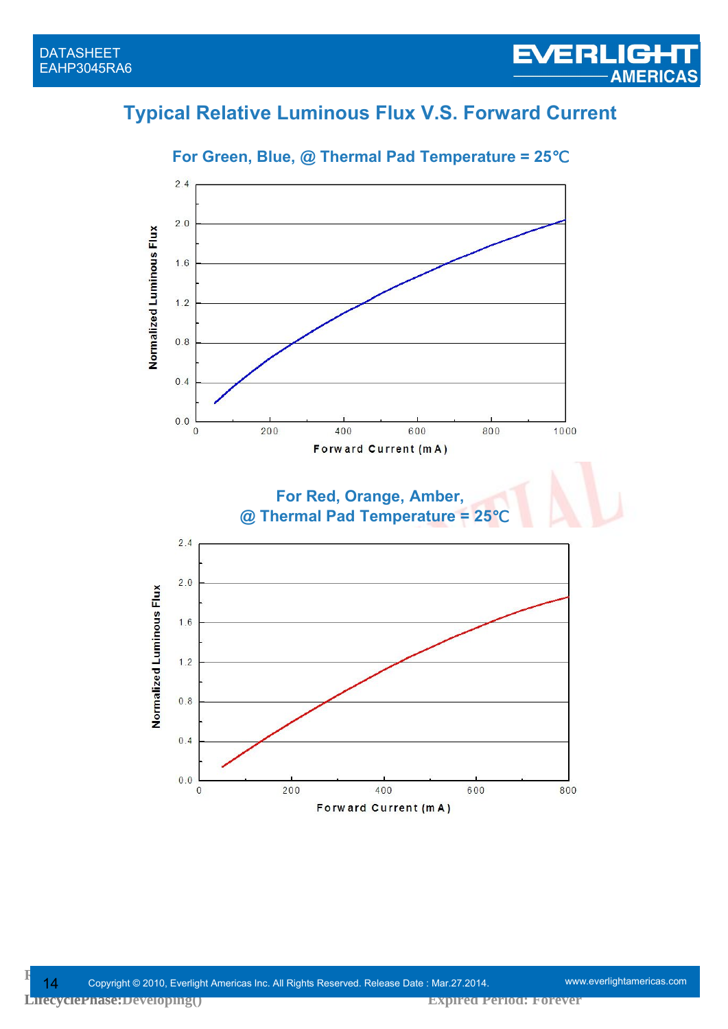## Typical Relative Luminous Flux V.S. Forward Current

**For Green, Blue, @ Thermal Pad Temperature = 25℃**

**For Red, Orange, Amber,**
**@ Thermal Pad Temperature = 25℃**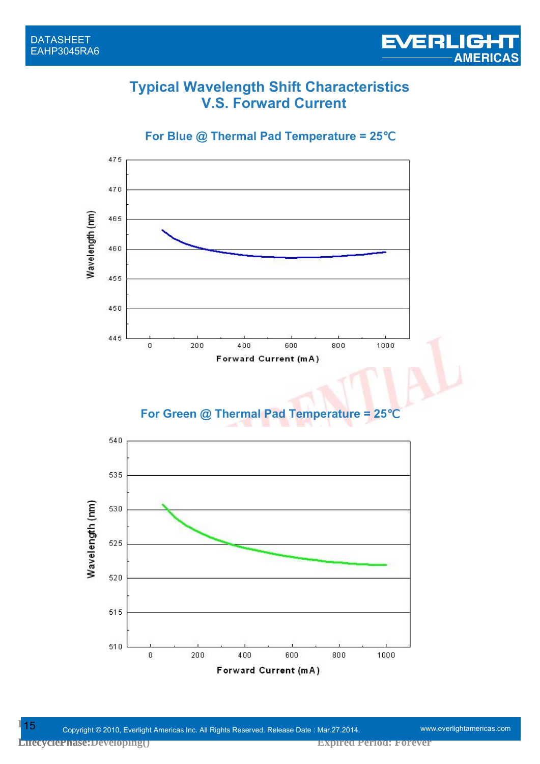# Typical Wavelength Shift Characteristics V.S. Forward Current

## For Blue @ Thermal Pad Temperature = 25℃

Wavelength (nm)

475
470
465
460
455
450
445

0 200 400 600 800 1000

Forward Current (mA)

## For Green @ Thermal Pad Temperature = 25℃

Wavelength (nm)

540
535
530
525
520
515
510

0 200 400 600 800 1000

Forward Current (mA)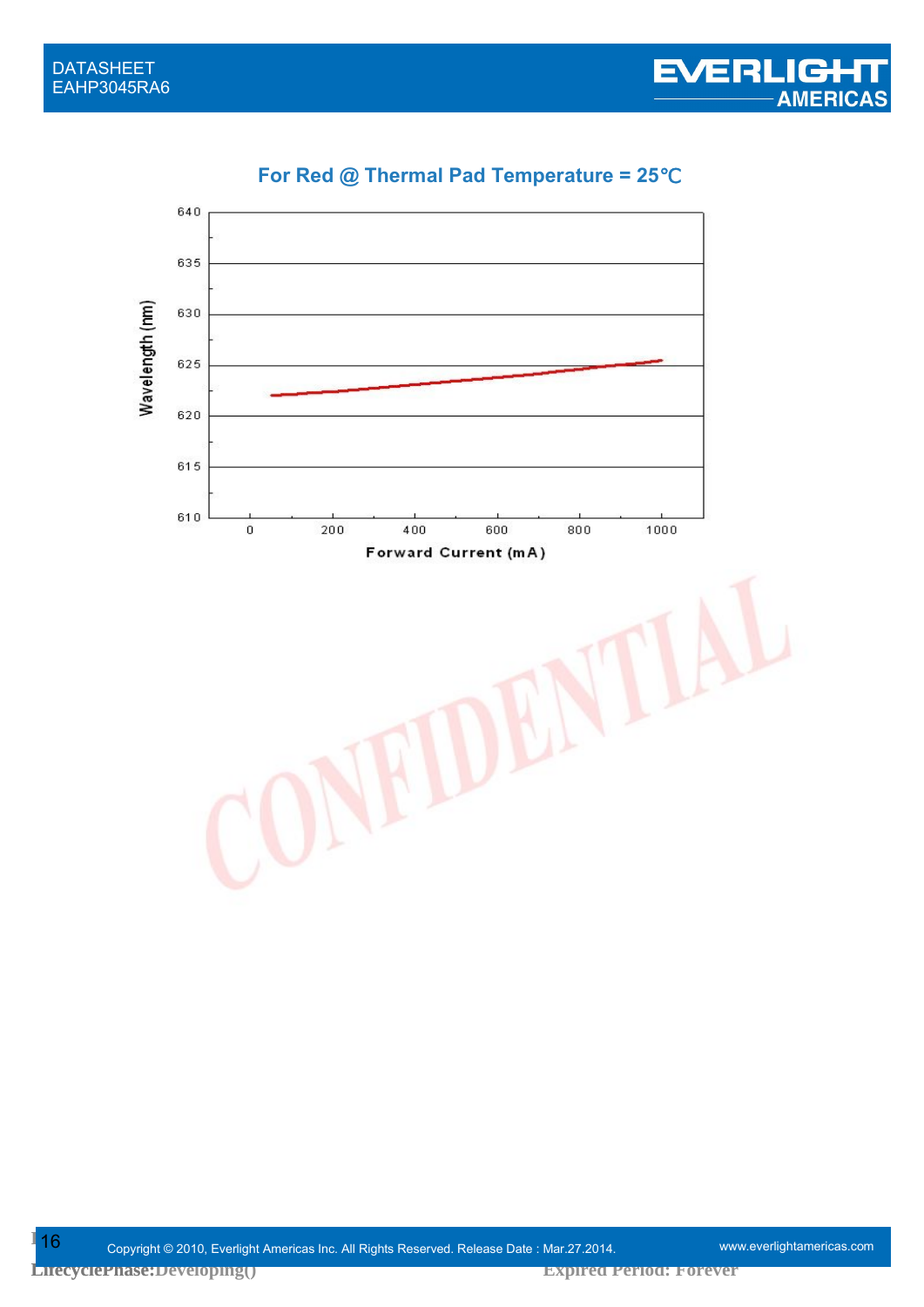**For Red @ Thermal Pad Temperature = 25℃**

Wavelength (nm)

640
635
630
625
620
615
610

0 200 400 600 800 1000

Forward Current (mA)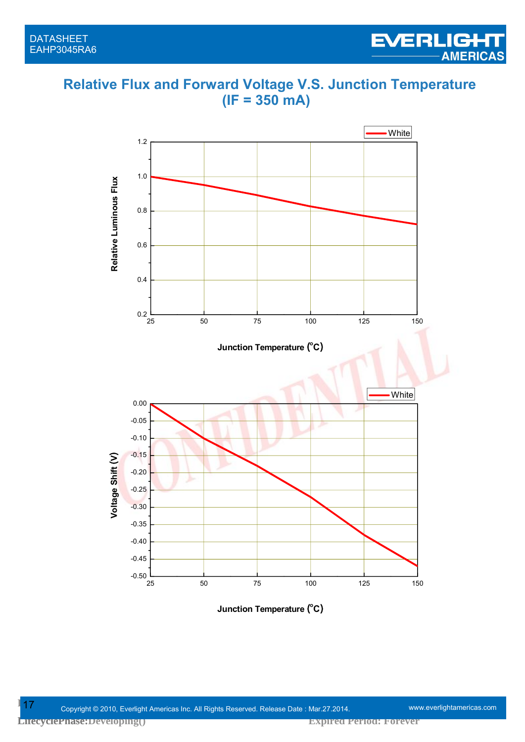# Relative Flux and Forward Voltage V.S. Junction Temperature (IF = 350 mA)

White

Relative Luminous Flux

1.2
1.0
0.8
0.6
0.4
0.2

25 50 75 100 125 150

Junction Temperature (°C)

White

Voltage Shift (V)

0.00
-0.05
-0.10
-0.15
-0.20
-0.25
-0.30
-0.35
-0.40
-0.45
-0.50

25 50 75 100 125 150

Junction Temperature (°C)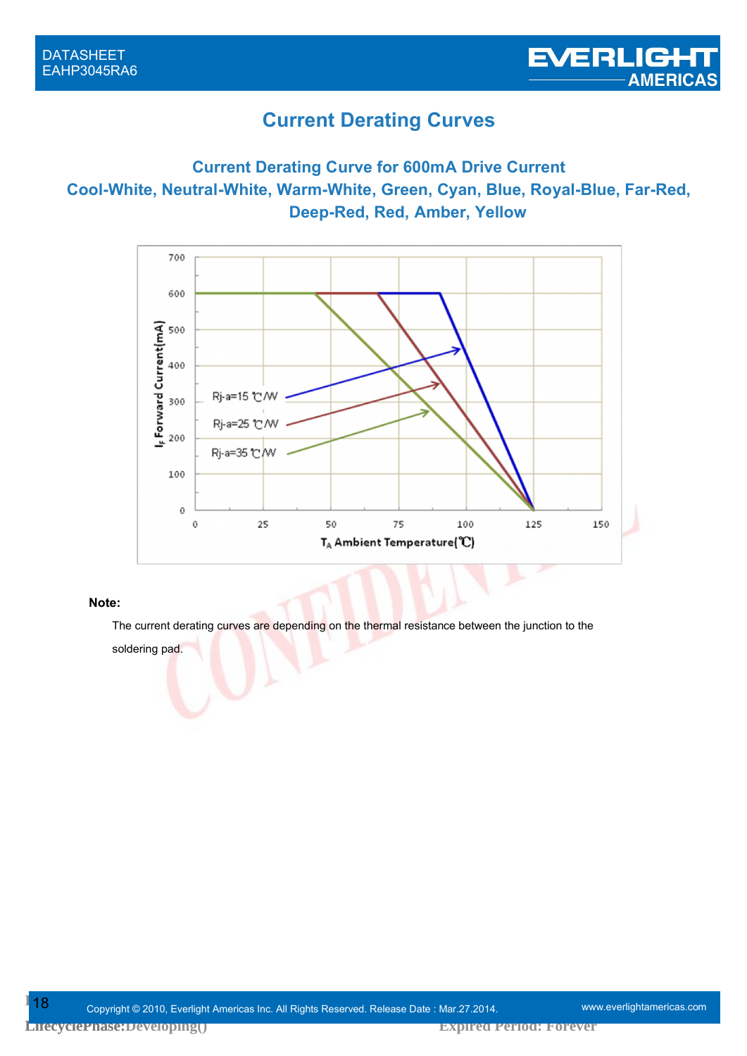# Current Derating Curves

## Current Derating Curve for 600mA Drive Current
## Cool-White, Neutral-White, Warm-White, Green, Cyan, Blue, Royal-Blue, Far-Red, Deep-Red, Red, Amber, Yellow

**Note:**

The current derating curves are depending on the thermal resistance between the junction to the soldering pad.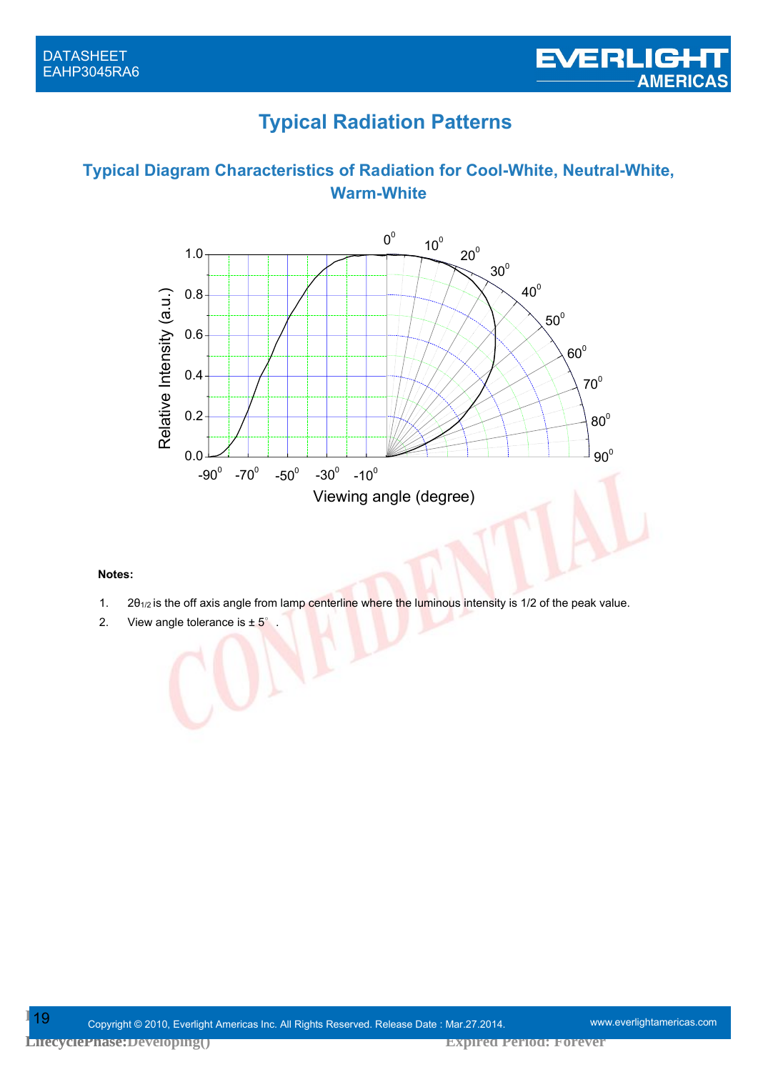# Typical Radiation Patterns

## Typical Diagram Characteristics of Radiation for Cool-White, Neutral-White, Warm-White

**Notes:**

1. $2\theta_{1/2}$ is the off axis angle from lamp centerline where the luminous intensity is 1/2 of the peak value.
2. View angle tolerance is ± 5° .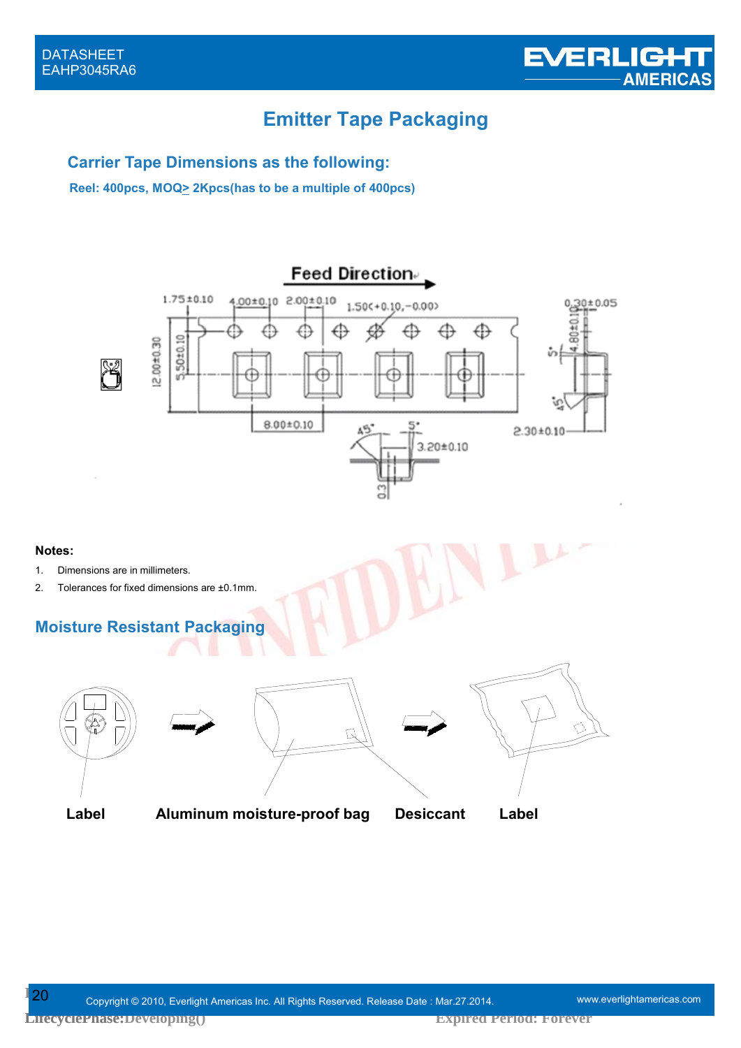# Emitter Tape Packaging

## Carrier Tape Dimensions as the following:

**Reel: 400pcs, MOQ≥ 2Kpcs(has to be a multiple of 400pcs)**

Feed Direction

1.75±0.10 4.00±0.10 2.00±0.10 1.50(+0.10,−0.00) 0.30±0.05

12.00±0.30 5.50±0.10 4.80±0.10

8.00±0.10 3.20±0.10 2.30±0.10 0.3

**Notes:**

1. Dimensions are in millimeters.
2. Tolerances for fixed dimensions are ±0.1mm.

## Moisture Resistant Packaging

**Label** **Aluminum moisture-proof bag** **Desiccant** **Label**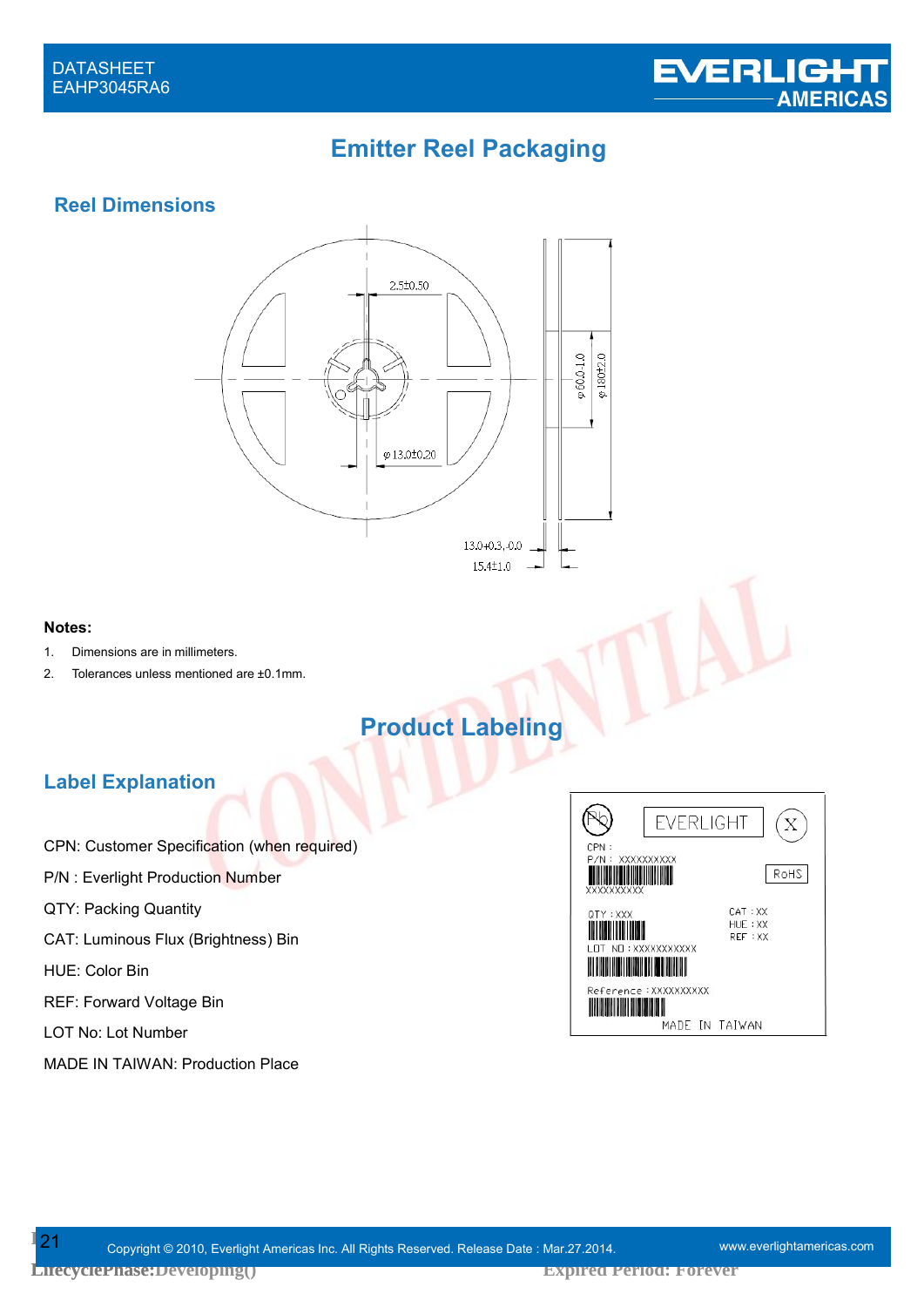# Emitter Reel Packaging

## Reel Dimensions

**Notes:**

1. Dimensions are in millimeters.
2. Tolerances unless mentioned are ±0.1mm.

# Product Labeling

## Label Explanation

CPN: Customer Specification (when required)

P/N : Everlight Production Number

QTY: Packing Quantity

CAT: Luminous Flux (Brightness) Bin

HUE: Color Bin

REF: Forward Voltage Bin

LOT No: Lot Number

MADE IN TAIWAN: Production Place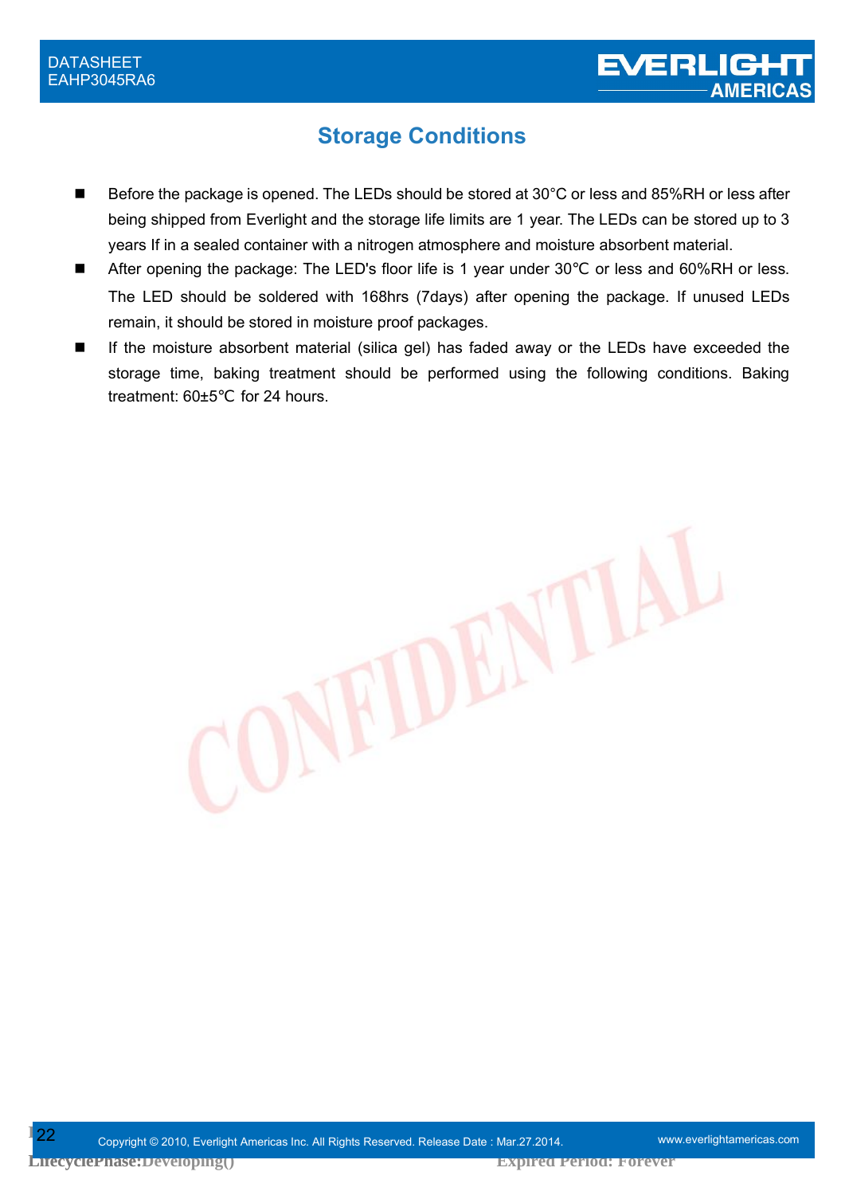## Storage Conditions

- Before the package is opened. The LEDs should be stored at 30°C or less and 85%RH or less after being shipped from Everlight and the storage life limits are 1 year. The LEDs can be stored up to 3 years If in a sealed container with a nitrogen atmosphere and moisture absorbent material.
- After opening the package: The LED's floor life is 1 year under 30℃ or less and 60%RH or less. The LED should be soldered with 168hrs (7days) after opening the package. If unused LEDs remain, it should be stored in moisture proof packages.
- If the moisture absorbent material (silica gel) has faded away or the LEDs have exceeded the storage time, baking treatment should be performed using the following conditions. Baking treatment: 60±5℃ for 24 hours.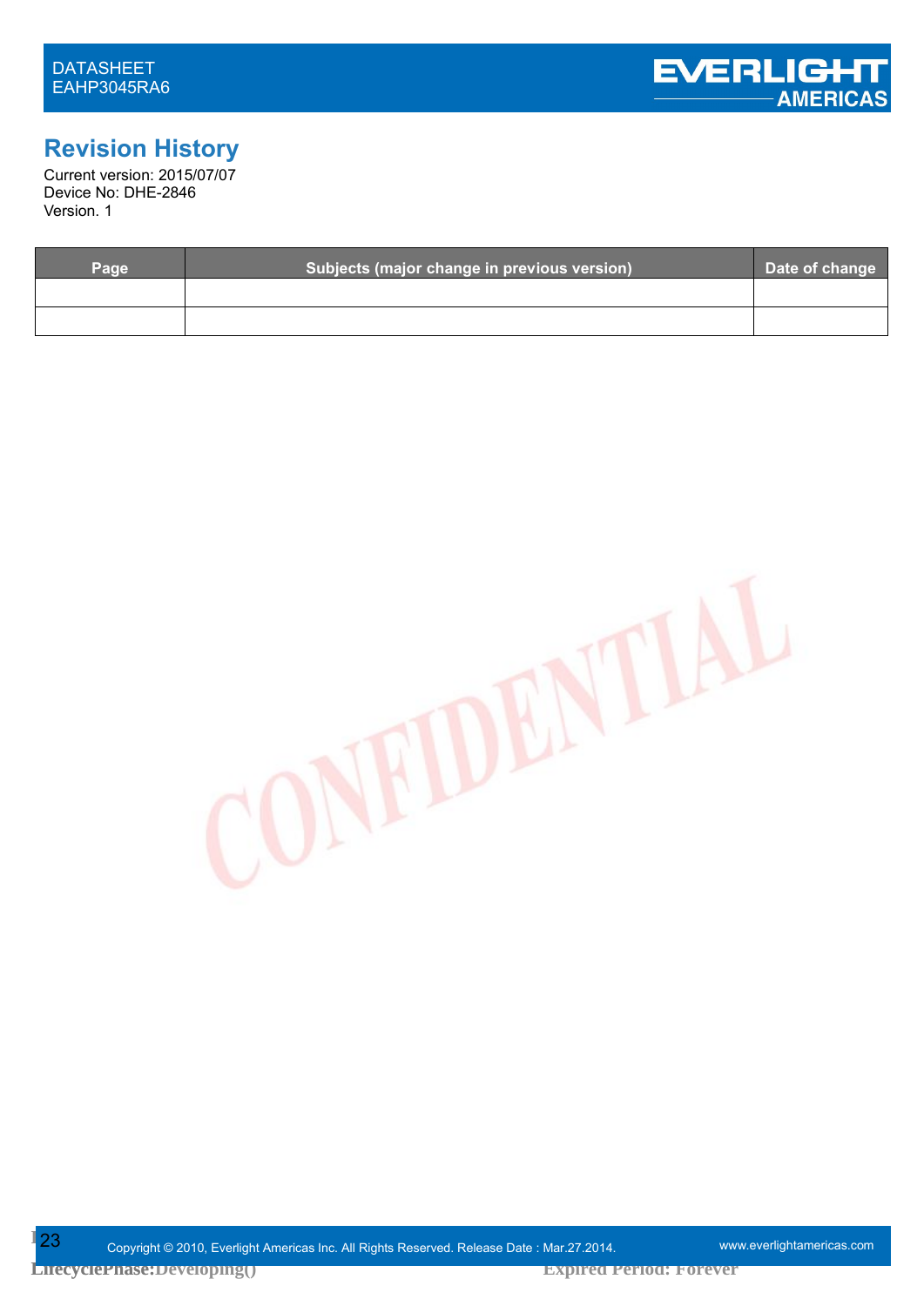# Revision History

Current version: 2015/07/07
Device No: DHE-2846
Version. 1

| Page | Subjects (major change in previous version) | Date of change |
|---|---|---|
| | | |
| | | |